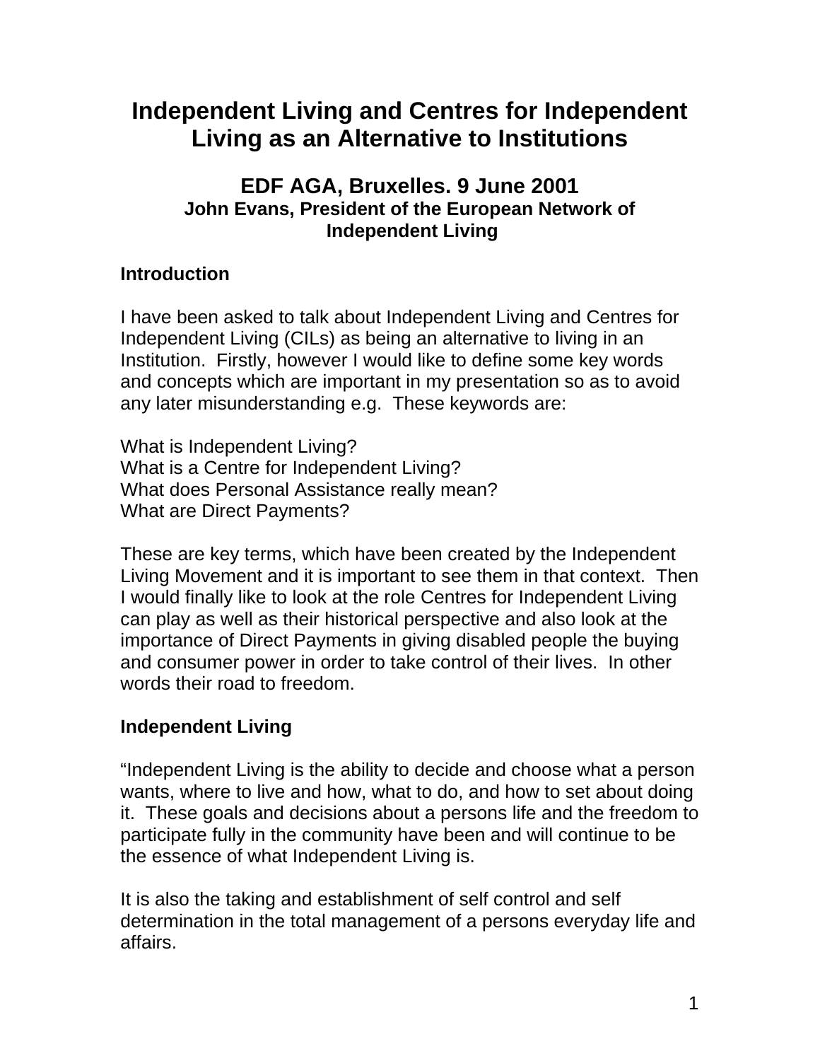# Independent Living and Centres for Independent Living as an Alternative to Institutions

## EDF AGA, Bruxelles. 9 June 2001

### John Evans, President of the European Network of Independent Living

**Introduction**

I have been asked to talk about Independent Living and Centres for Independent Living (CILs) as being an alternative to living in an Institution. Firstly, however I would like to define some key words and concepts which are important in my presentation so as to avoid any later misunderstanding e.g. These keywords are:

What is Independent Living?
What is a Centre for Independent Living?
What does Personal Assistance really mean?
What are Direct Payments?

These are key terms, which have been created by the Independent Living Movement and it is important to see them in that context. Then I would finally like to look at the role Centres for Independent Living can play as well as their historical perspective and also look at the importance of Direct Payments in giving disabled people the buying and consumer power in order to take control of their lives. In other words their road to freedom.

**Independent Living**

"Independent Living is the ability to decide and choose what a person wants, where to live and how, what to do, and how to set about doing it. These goals and decisions about a persons life and the freedom to participate fully in the community have been and will continue to be the essence of what Independent Living is.

It is also the taking and establishment of self control and self determination in the total management of a persons everyday life and affairs.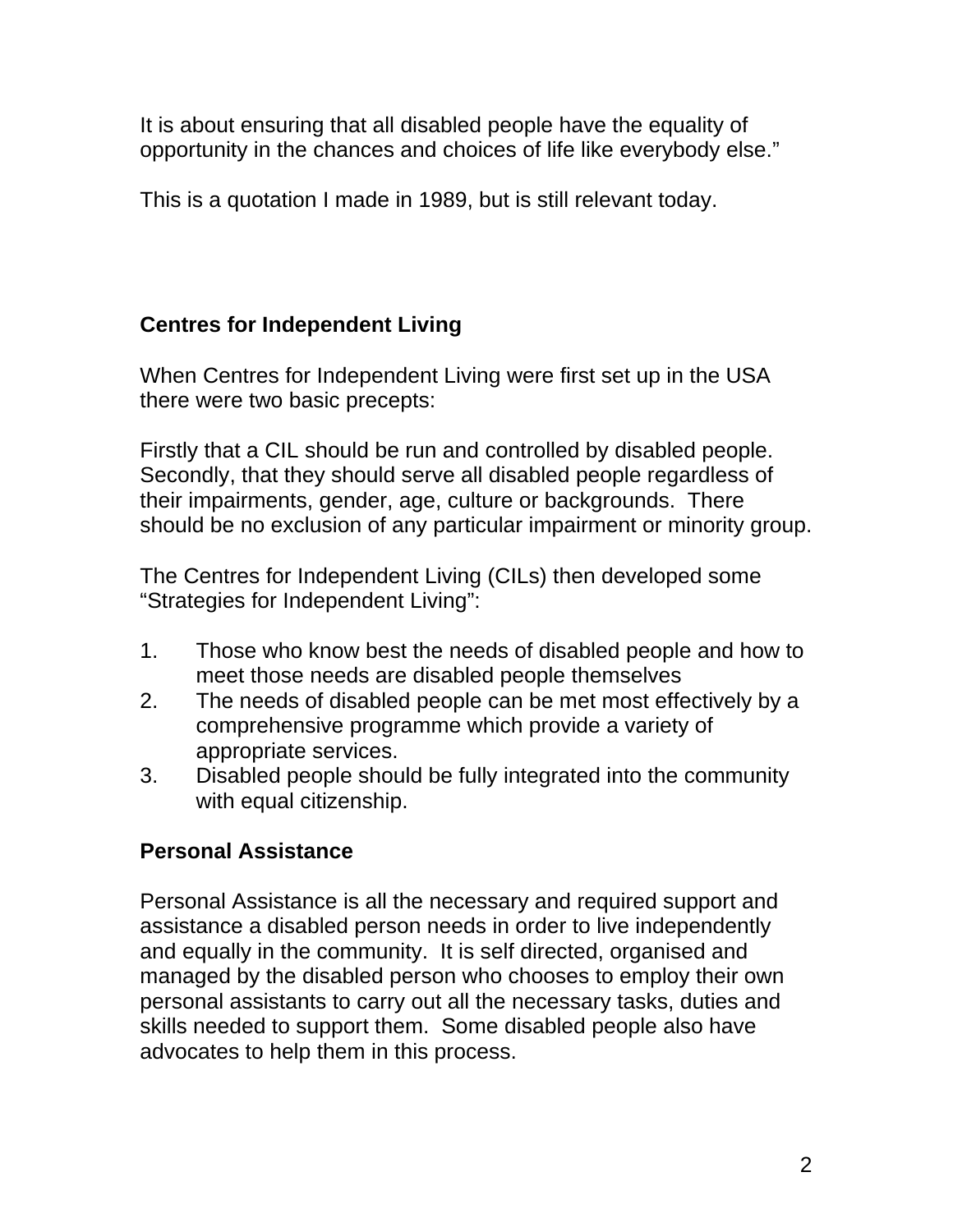It is about ensuring that all disabled people have the equality of opportunity in the chances and choices of life like everybody else."

This is a quotation I made in 1989, but is still relevant today.

## Centres for Independent Living

When Centres for Independent Living were first set up in the USA there were two basic precepts:

Firstly that a CIL should be run and controlled by disabled people. Secondly, that they should serve all disabled people regardless of their impairments, gender, age, culture or backgrounds. There should be no exclusion of any particular impairment or minority group.

The Centres for Independent Living (CILs) then developed some "Strategies for Independent Living":

1. Those who know best the needs of disabled people and how to meet those needs are disabled people themselves
2. The needs of disabled people can be met most effectively by a comprehensive programme which provide a variety of appropriate services.
3. Disabled people should be fully integrated into the community with equal citizenship.

## Personal Assistance

Personal Assistance is all the necessary and required support and assistance a disabled person needs in order to live independently and equally in the community. It is self directed, organised and managed by the disabled person who chooses to employ their own personal assistants to carry out all the necessary tasks, duties and skills needed to support them. Some disabled people also have advocates to help them in this process.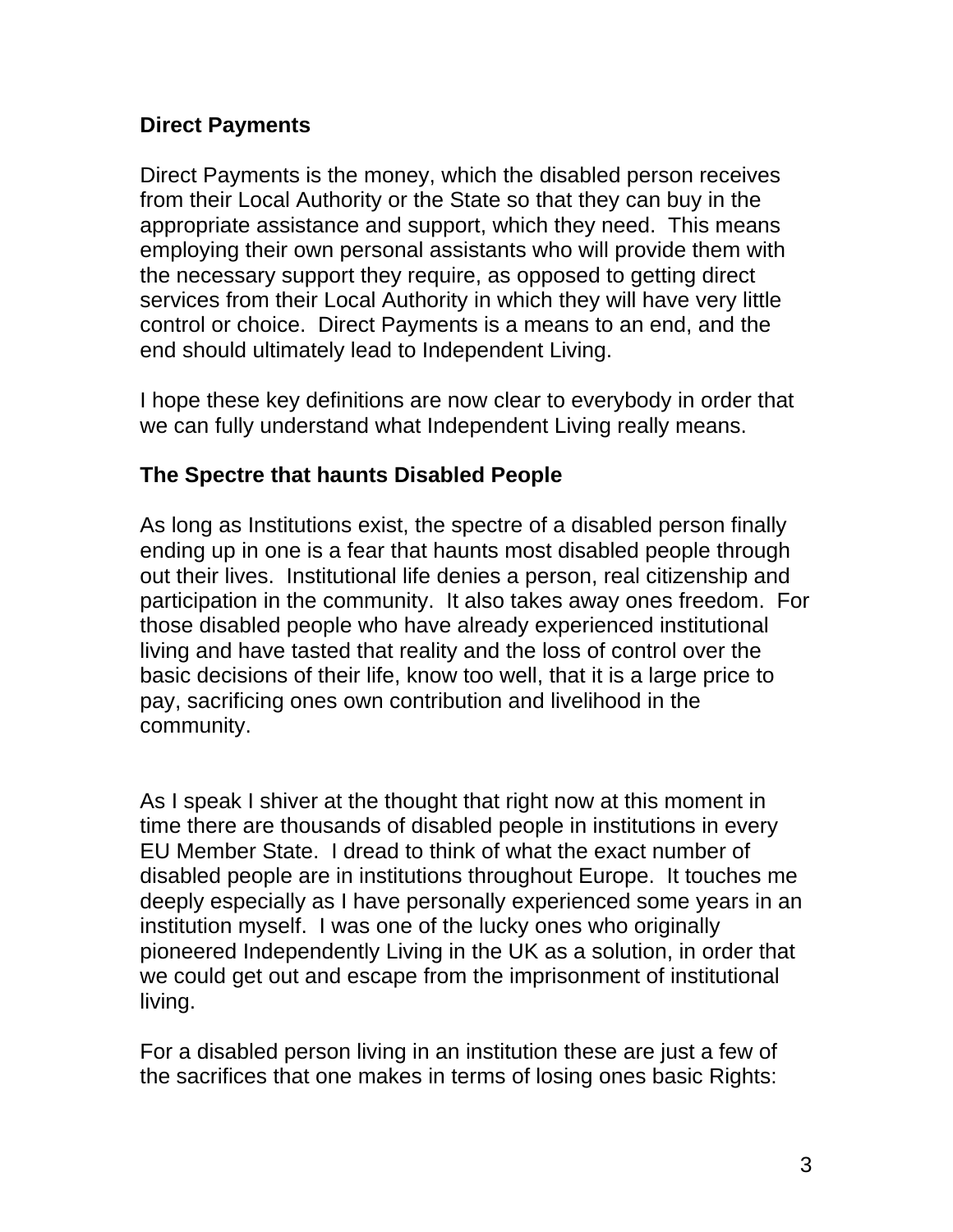**Direct Payments**

Direct Payments is the money, which the disabled person receives from their Local Authority or the State so that they can buy in the appropriate assistance and support, which they need. This means employing their own personal assistants who will provide them with the necessary support they require, as opposed to getting direct services from their Local Authority in which they will have very little control or choice. Direct Payments is a means to an end, and the end should ultimately lead to Independent Living.

I hope these key definitions are now clear to everybody in order that we can fully understand what Independent Living really means.

**The Spectre that haunts Disabled People**

As long as Institutions exist, the spectre of a disabled person finally ending up in one is a fear that haunts most disabled people through out their lives. Institutional life denies a person, real citizenship and participation in the community. It also takes away ones freedom. For those disabled people who have already experienced institutional living and have tasted that reality and the loss of control over the basic decisions of their life, know too well, that it is a large price to pay, sacrificing ones own contribution and livelihood in the community.

As I speak I shiver at the thought that right now at this moment in time there are thousands of disabled people in institutions in every EU Member State. I dread to think of what the exact number of disabled people are in institutions throughout Europe. It touches me deeply especially as I have personally experienced some years in an institution myself. I was one of the lucky ones who originally pioneered Independently Living in the UK as a solution, in order that we could get out and escape from the imprisonment of institutional living.

For a disabled person living in an institution these are just a few of the sacrifices that one makes in terms of losing ones basic Rights: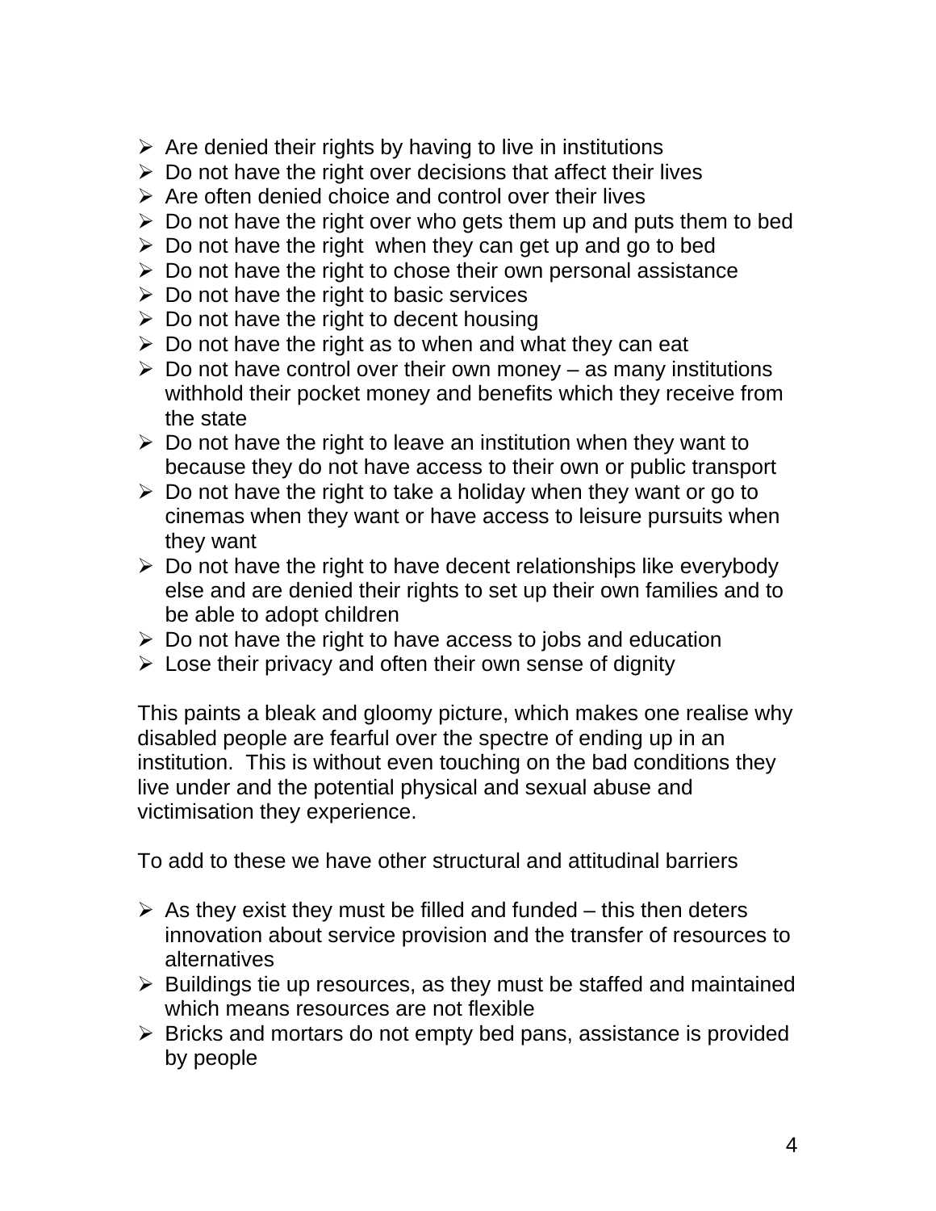- Are denied their rights by having to live in institutions
- Do not have the right over decisions that affect their lives
- Are often denied choice and control over their lives
- Do not have the right over who gets them up and puts them to bed
- Do not have the right when they can get up and go to bed
- Do not have the right to chose their own personal assistance
- Do not have the right to basic services
- Do not have the right to decent housing
- Do not have the right as to when and what they can eat
- Do not have control over their own money – as many institutions withhold their pocket money and benefits which they receive from the state
- Do not have the right to leave an institution when they want to because they do not have access to their own or public transport
- Do not have the right to take a holiday when they want or go to cinemas when they want or have access to leisure pursuits when they want
- Do not have the right to have decent relationships like everybody else and are denied their rights to set up their own families and to be able to adopt children
- Do not have the right to have access to jobs and education
- Lose their privacy and often their own sense of dignity

This paints a bleak and gloomy picture, which makes one realise why disabled people are fearful over the spectre of ending up in an institution. This is without even touching on the bad conditions they live under and the potential physical and sexual abuse and victimisation they experience.

To add to these we have other structural and attitudinal barriers

- As they exist they must be filled and funded – this then deters innovation about service provision and the transfer of resources to alternatives
- Buildings tie up resources, as they must be staffed and maintained which means resources are not flexible
- Bricks and mortars do not empty bed pans, assistance is provided by people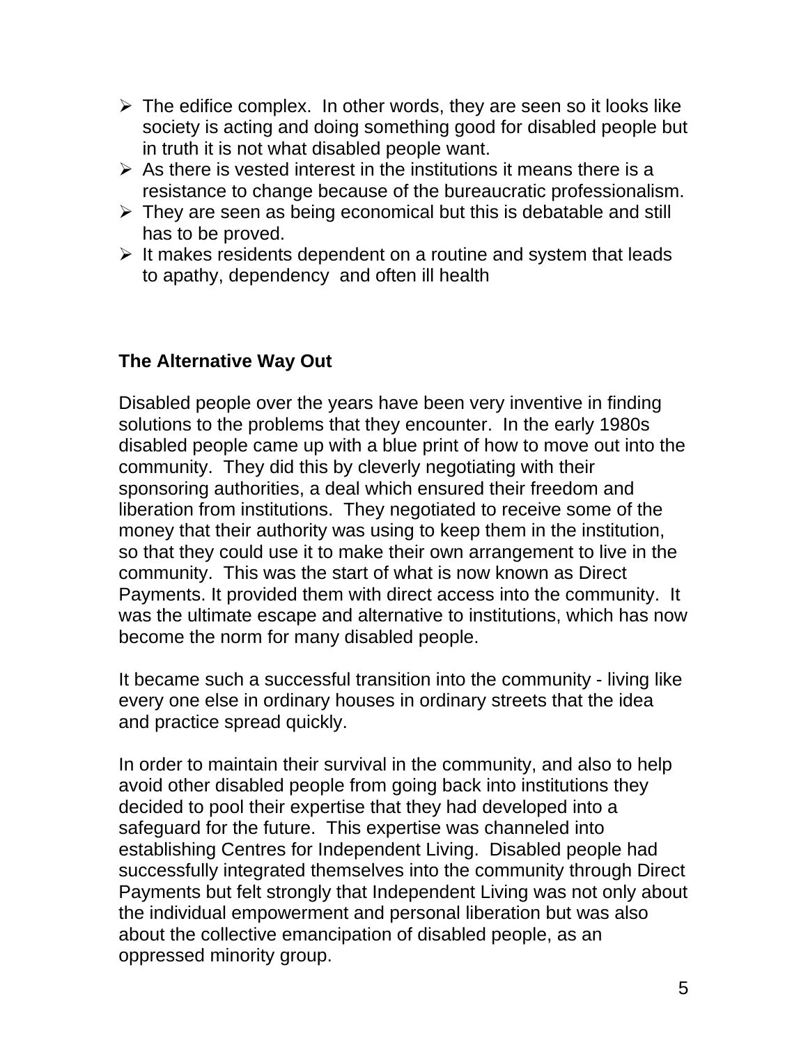- The edifice complex. In other words, they are seen so it looks like society is acting and doing something good for disabled people but in truth it is not what disabled people want.
- As there is vested interest in the institutions it means there is a resistance to change because of the bureaucratic professionalism.
- They are seen as being economical but this is debatable and still has to be proved.
- It makes residents dependent on a routine and system that leads to apathy, dependency and often ill health

**The Alternative Way Out**

Disabled people over the years have been very inventive in finding solutions to the problems that they encounter. In the early 1980s disabled people came up with a blue print of how to move out into the community. They did this by cleverly negotiating with their sponsoring authorities, a deal which ensured their freedom and liberation from institutions. They negotiated to receive some of the money that their authority was using to keep them in the institution, so that they could use it to make their own arrangement to live in the community. This was the start of what is now known as Direct Payments. It provided them with direct access into the community. It was the ultimate escape and alternative to institutions, which has now become the norm for many disabled people.

It became such a successful transition into the community - living like every one else in ordinary houses in ordinary streets that the idea and practice spread quickly.

In order to maintain their survival in the community, and also to help avoid other disabled people from going back into institutions they decided to pool their expertise that they had developed into a safeguard for the future. This expertise was channeled into establishing Centres for Independent Living. Disabled people had successfully integrated themselves into the community through Direct Payments but felt strongly that Independent Living was not only about the individual empowerment and personal liberation but was also about the collective emancipation of disabled people, as an oppressed minority group.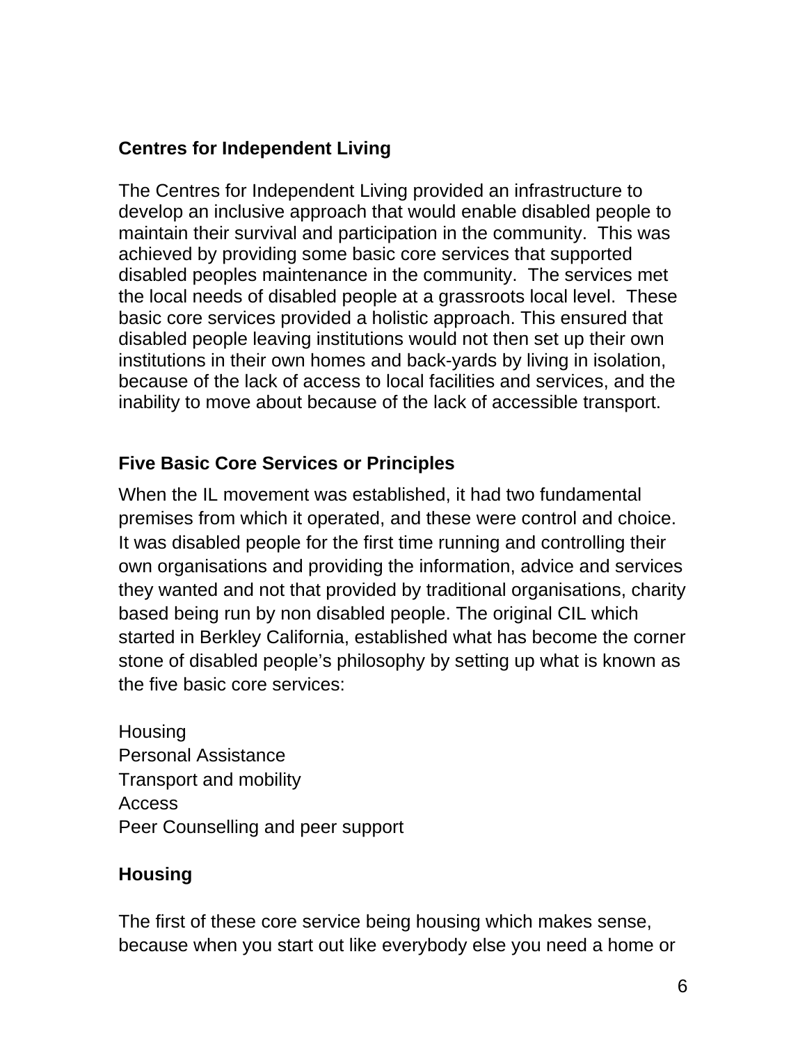## Centres for Independent Living

The Centres for Independent Living provided an infrastructure to develop an inclusive approach that would enable disabled people to maintain their survival and participation in the community. This was achieved by providing some basic core services that supported disabled peoples maintenance in the community. The services met the local needs of disabled people at a grassroots local level. These basic core services provided a holistic approach. This ensured that disabled people leaving institutions would not then set up their own institutions in their own homes and back-yards by living in isolation, because of the lack of access to local facilities and services, and the inability to move about because of the lack of accessible transport.

## Five Basic Core Services or Principles

When the IL movement was established, it had two fundamental premises from which it operated, and these were control and choice. It was disabled people for the first time running and controlling their own organisations and providing the information, advice and services they wanted and not that provided by traditional organisations, charity based being run by non disabled people. The original CIL which started in Berkley California, established what has become the corner stone of disabled people's philosophy by setting up what is known as the five basic core services:

Housing
Personal Assistance
Transport and mobility
Access
Peer Counselling and peer support

## Housing

The first of these core service being housing which makes sense, because when you start out like everybody else you need a home or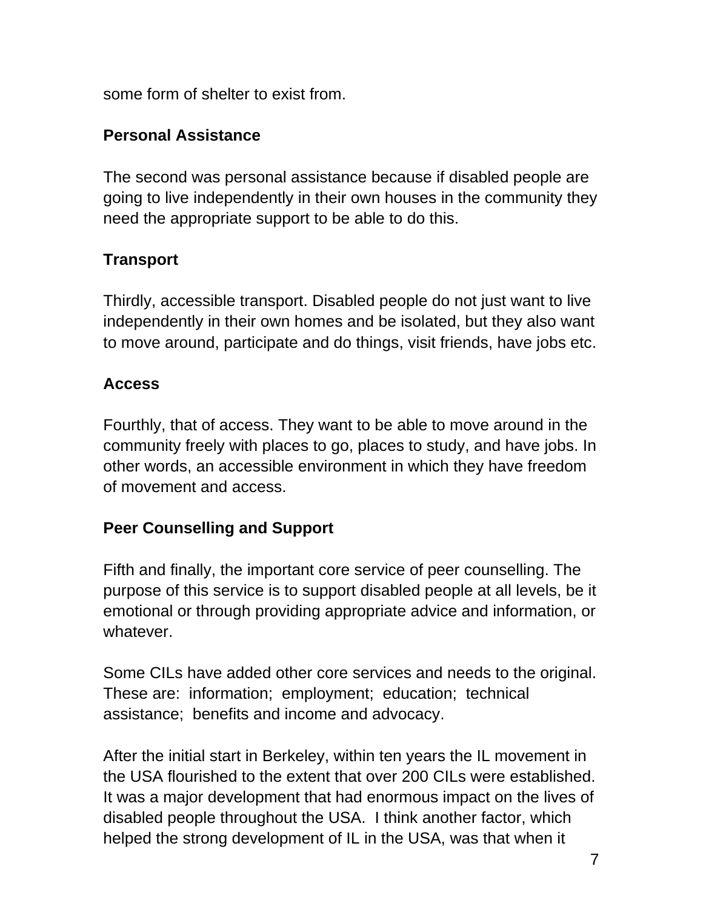some form of shelter to exist from.

**Personal Assistance**

The second was personal assistance because if disabled people are going to live independently in their own houses in the community they need the appropriate support to be able to do this.

**Transport**

Thirdly, accessible transport. Disabled people do not just want to live independently in their own homes and be isolated, but they also want to move around, participate and do things, visit friends, have jobs etc.

**Access**

Fourthly, that of access. They want to be able to move around in the community freely with places to go, places to study, and have jobs. In other words, an accessible environment in which they have freedom of movement and access.

**Peer Counselling and Support**

Fifth and finally, the important core service of peer counselling. The purpose of this service is to support disabled people at all levels, be it emotional or through providing appropriate advice and information, or whatever.

Some CILs have added other core services and needs to the original. These are: information; employment; education; technical assistance; benefits and income and advocacy.

After the initial start in Berkeley, within ten years the IL movement in the USA flourished to the extent that over 200 CILs were established. It was a major development that had enormous impact on the lives of disabled people throughout the USA. I think another factor, which helped the strong development of IL in the USA, was that when it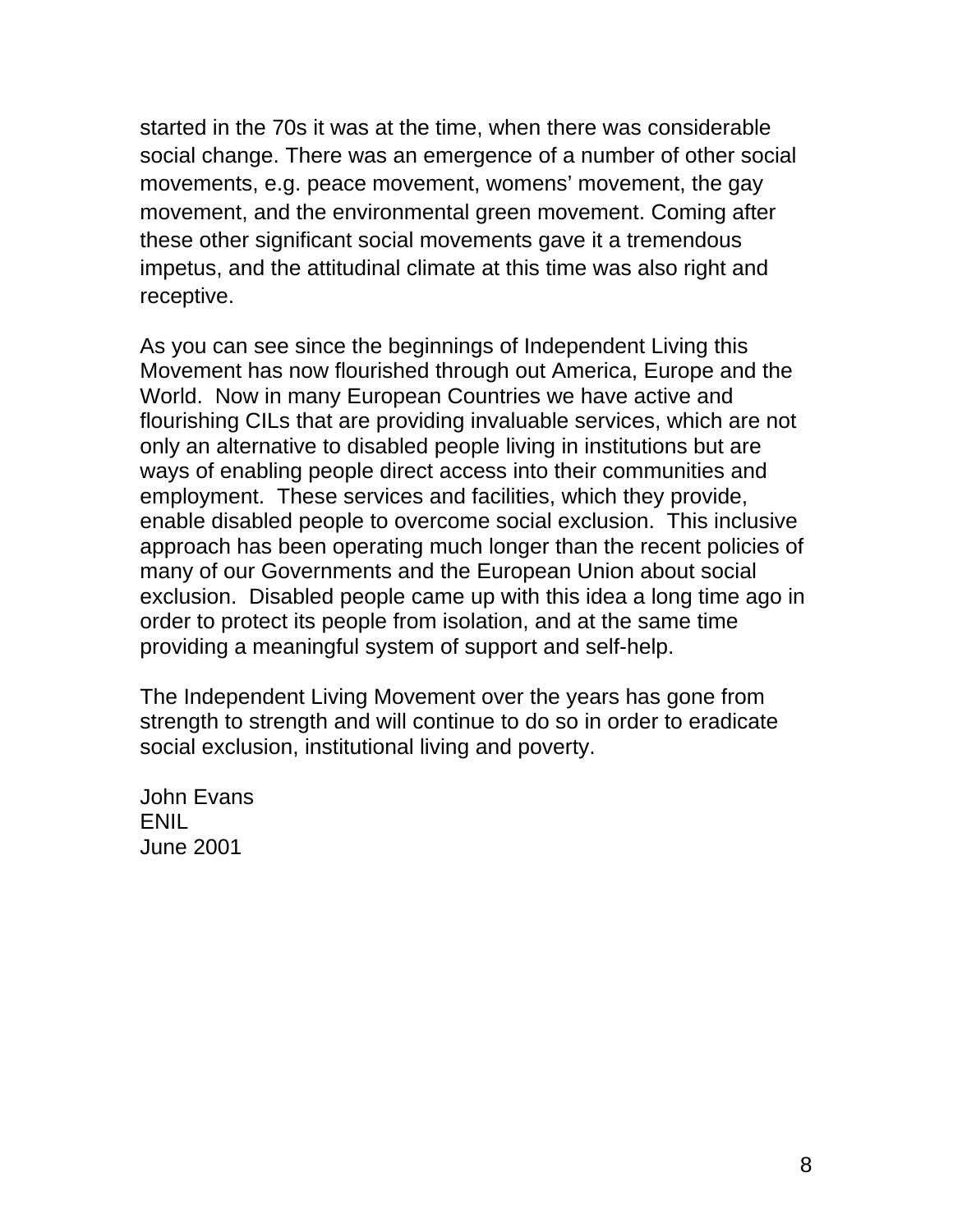started in the 70s it was at the time, when there was considerable social change. There was an emergence of a number of other social movements, e.g. peace movement, womens' movement, the gay movement, and the environmental green movement. Coming after these other significant social movements gave it a tremendous impetus, and the attitudinal climate at this time was also right and receptive.

As you can see since the beginnings of Independent Living this Movement has now flourished through out America, Europe and the World. Now in many European Countries we have active and flourishing CILs that are providing invaluable services, which are not only an alternative to disabled people living in institutions but are ways of enabling people direct access into their communities and employment. These services and facilities, which they provide, enable disabled people to overcome social exclusion. This inclusive approach has been operating much longer than the recent policies of many of our Governments and the European Union about social exclusion. Disabled people came up with this idea a long time ago in order to protect its people from isolation, and at the same time providing a meaningful system of support and self-help.

The Independent Living Movement over the years has gone from strength to strength and will continue to do so in order to eradicate social exclusion, institutional living and poverty.

John Evans  
ENIL  
June 2001